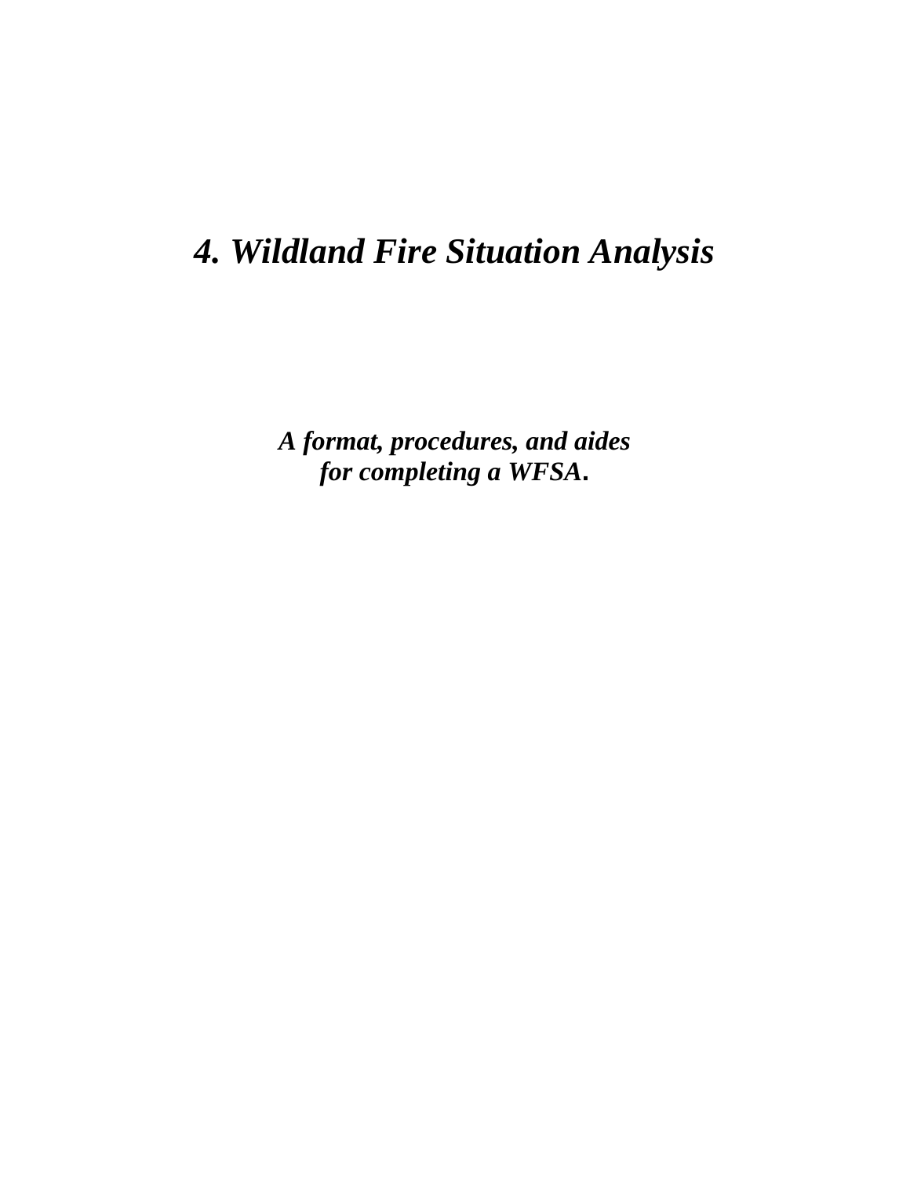# *4. Wildland Fire Situation Analysis*

***A format, procedures, and aides for completing a WFSA.***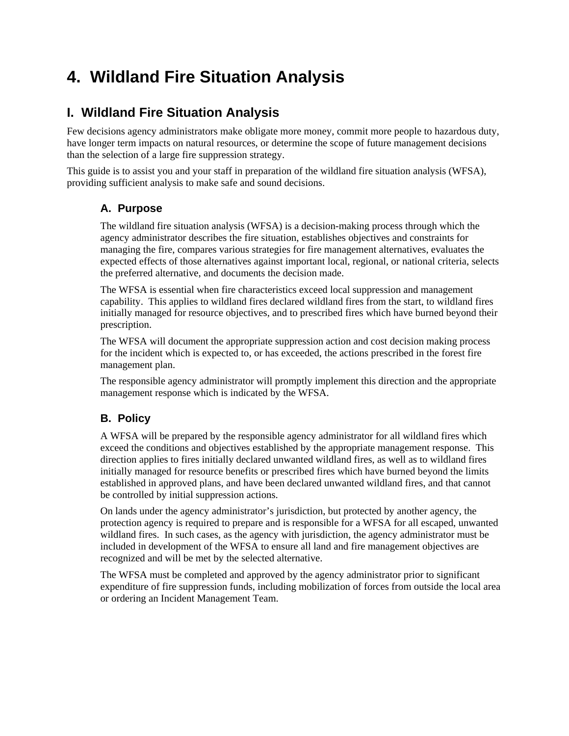# 4. Wildland Fire Situation Analysis

## I. Wildland Fire Situation Analysis

Few decisions agency administrators make obligate more money, commit more people to hazardous duty, have longer term impacts on natural resources, or determine the scope of future management decisions than the selection of a large fire suppression strategy.

This guide is to assist you and your staff in preparation of the wildland fire situation analysis (WFSA), providing sufficient analysis to make safe and sound decisions.

### A. Purpose

The wildland fire situation analysis (WFSA) is a decision-making process through which the agency administrator describes the fire situation, establishes objectives and constraints for managing the fire, compares various strategies for fire management alternatives, evaluates the expected effects of those alternatives against important local, regional, or national criteria, selects the preferred alternative, and documents the decision made.

The WFSA is essential when fire characteristics exceed local suppression and management capability. This applies to wildland fires declared wildland fires from the start, to wildland fires initially managed for resource objectives, and to prescribed fires which have burned beyond their prescription.

The WFSA will document the appropriate suppression action and cost decision making process for the incident which is expected to, or has exceeded, the actions prescribed in the forest fire management plan.

The responsible agency administrator will promptly implement this direction and the appropriate management response which is indicated by the WFSA.

### B. Policy

A WFSA will be prepared by the responsible agency administrator for all wildland fires which exceed the conditions and objectives established by the appropriate management response. This direction applies to fires initially declared unwanted wildland fires, as well as to wildland fires initially managed for resource benefits or prescribed fires which have burned beyond the limits established in approved plans, and have been declared unwanted wildland fires, and that cannot be controlled by initial suppression actions.

On lands under the agency administrator's jurisdiction, but protected by another agency, the protection agency is required to prepare and is responsible for a WFSA for all escaped, unwanted wildland fires. In such cases, as the agency with jurisdiction, the agency administrator must be included in development of the WFSA to ensure all land and fire management objectives are recognized and will be met by the selected alternative.

The WFSA must be completed and approved by the agency administrator prior to significant expenditure of fire suppression funds, including mobilization of forces from outside the local area or ordering an Incident Management Team.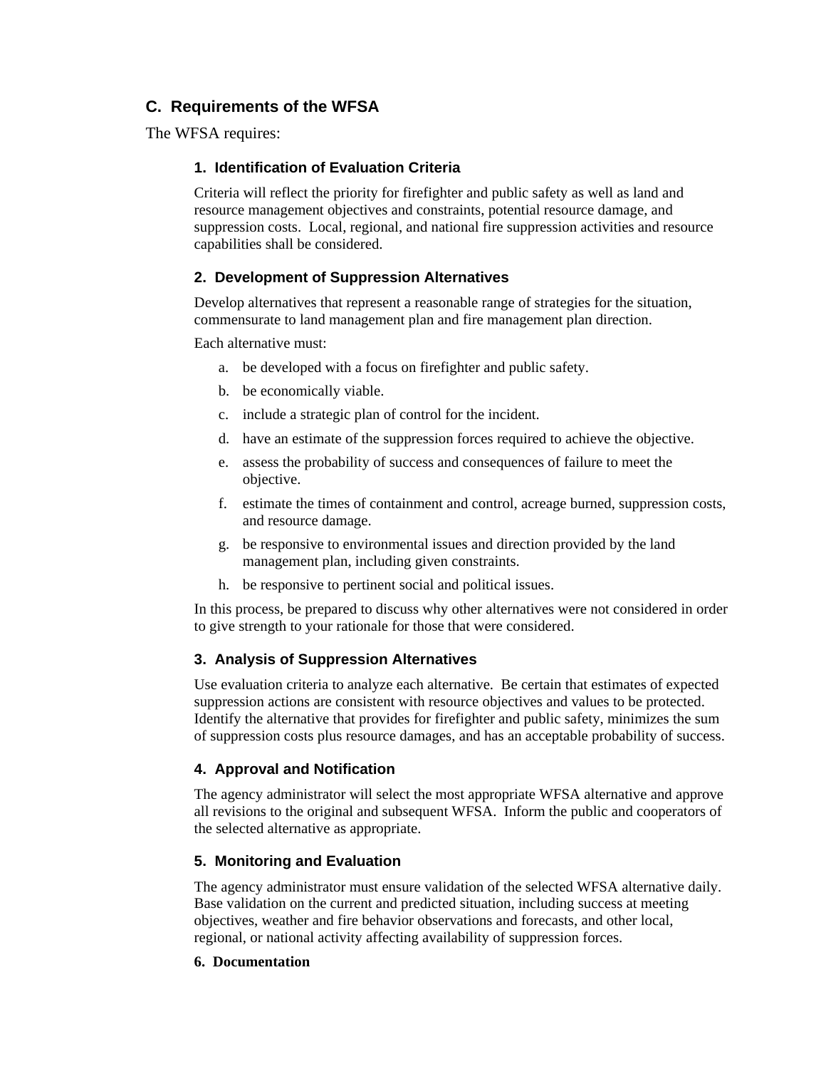## C. Requirements of the WFSA

The WFSA requires:

### 1. Identification of Evaluation Criteria

Criteria will reflect the priority for firefighter and public safety as well as land and resource management objectives and constraints, potential resource damage, and suppression costs. Local, regional, and national fire suppression activities and resource capabilities shall be considered.

### 2. Development of Suppression Alternatives

Develop alternatives that represent a reasonable range of strategies for the situation, commensurate to land management plan and fire management plan direction.

Each alternative must:

a. be developed with a focus on firefighter and public safety.

b. be economically viable.

c. include a strategic plan of control for the incident.

d. have an estimate of the suppression forces required to achieve the objective.

e. assess the probability of success and consequences of failure to meet the objective.

f. estimate the times of containment and control, acreage burned, suppression costs, and resource damage.

g. be responsive to environmental issues and direction provided by the land management plan, including given constraints.

h. be responsive to pertinent social and political issues.

In this process, be prepared to discuss why other alternatives were not considered in order to give strength to your rationale for those that were considered.

### 3. Analysis of Suppression Alternatives

Use evaluation criteria to analyze each alternative. Be certain that estimates of expected suppression actions are consistent with resource objectives and values to be protected. Identify the alternative that provides for firefighter and public safety, minimizes the sum of suppression costs plus resource damages, and has an acceptable probability of success.

### 4. Approval and Notification

The agency administrator will select the most appropriate WFSA alternative and approve all revisions to the original and subsequent WFSA. Inform the public and cooperators of the selected alternative as appropriate.

### 5. Monitoring and Evaluation

The agency administrator must ensure validation of the selected WFSA alternative daily. Base validation on the current and predicted situation, including success at meeting objectives, weather and fire behavior observations and forecasts, and other local, regional, or national activity affecting availability of suppression forces.

### 6. Documentation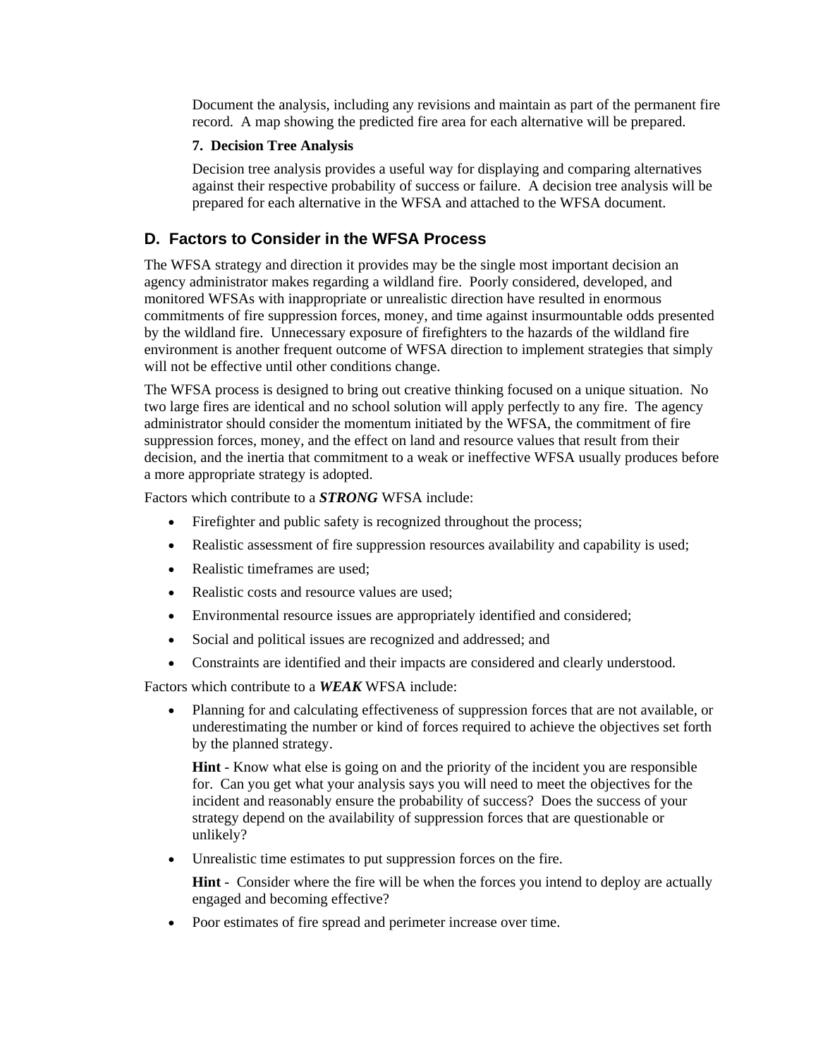Document the analysis, including any revisions and maintain as part of the permanent fire record. A map showing the predicted fire area for each alternative will be prepared.

**7. Decision Tree Analysis**

Decision tree analysis provides a useful way for displaying and comparing alternatives against their respective probability of success or failure. A decision tree analysis will be prepared for each alternative in the WFSA and attached to the WFSA document.

## D. Factors to Consider in the WFSA Process

The WFSA strategy and direction it provides may be the single most important decision an agency administrator makes regarding a wildland fire. Poorly considered, developed, and monitored WFSAs with inappropriate or unrealistic direction have resulted in enormous commitments of fire suppression forces, money, and time against insurmountable odds presented by the wildland fire. Unnecessary exposure of firefighters to the hazards of the wildland fire environment is another frequent outcome of WFSA direction to implement strategies that simply will not be effective until other conditions change.

The WFSA process is designed to bring out creative thinking focused on a unique situation. No two large fires are identical and no school solution will apply perfectly to any fire. The agency administrator should consider the momentum initiated by the WFSA, the commitment of fire suppression forces, money, and the effect on land and resource values that result from their decision, and the inertia that commitment to a weak or ineffective WFSA usually produces before a more appropriate strategy is adopted.

Factors which contribute to a ***STRONG*** WFSA include:

- Firefighter and public safety is recognized throughout the process;
- Realistic assessment of fire suppression resources availability and capability is used;
- Realistic timeframes are used;
- Realistic costs and resource values are used;
- Environmental resource issues are appropriately identified and considered;
- Social and political issues are recognized and addressed; and
- Constraints are identified and their impacts are considered and clearly understood.

Factors which contribute to a ***WEAK*** WFSA include:

- Planning for and calculating effectiveness of suppression forces that are not available, or underestimating the number or kind of forces required to achieve the objectives set forth by the planned strategy.

  **Hint** - Know what else is going on and the priority of the incident you are responsible for. Can you get what your analysis says you will need to meet the objectives for the incident and reasonably ensure the probability of success? Does the success of your strategy depend on the availability of suppression forces that are questionable or unlikely?

- Unrealistic time estimates to put suppression forces on the fire.

  **Hint** - Consider where the fire will be when the forces you intend to deploy are actually engaged and becoming effective?

- Poor estimates of fire spread and perimeter increase over time.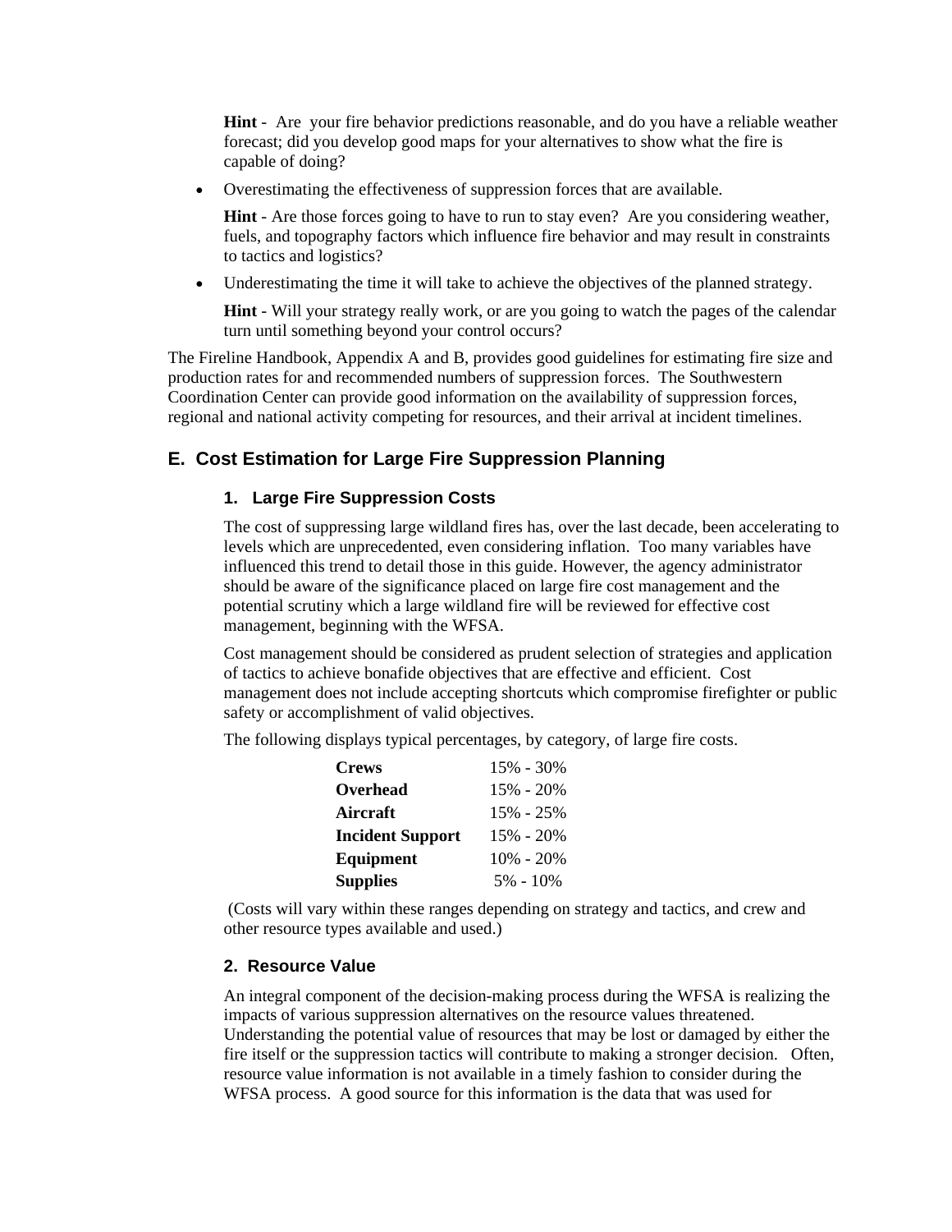**Hint** - Are your fire behavior predictions reasonable, and do you have a reliable weather forecast; did you develop good maps for your alternatives to show what the fire is capable of doing?

- Overestimating the effectiveness of suppression forces that are available.

  **Hint** - Are those forces going to have to run to stay even? Are you considering weather, fuels, and topography factors which influence fire behavior and may result in constraints to tactics and logistics?

- Underestimating the time it will take to achieve the objectives of the planned strategy.

  **Hint** - Will your strategy really work, or are you going to watch the pages of the calendar turn until something beyond your control occurs?

The Fireline Handbook, Appendix A and B, provides good guidelines for estimating fire size and production rates for and recommended numbers of suppression forces. The Southwestern Coordination Center can provide good information on the availability of suppression forces, regional and national activity competing for resources, and their arrival at incident timelines.

## E. Cost Estimation for Large Fire Suppression Planning

### 1. Large Fire Suppression Costs

The cost of suppressing large wildland fires has, over the last decade, been accelerating to levels which are unprecedented, even considering inflation. Too many variables have influenced this trend to detail those in this guide. However, the agency administrator should be aware of the significance placed on large fire cost management and the potential scrutiny which a large wildland fire will be reviewed for effective cost management, beginning with the WFSA.

Cost management should be considered as prudent selection of strategies and application of tactics to achieve bonafide objectives that are effective and efficient. Cost management does not include accepting shortcuts which compromise firefighter or public safety or accomplishment of valid objectives.

The following displays typical percentages, by category, of large fire costs.

| | |
|---|---|
| **Crews** | 15% - 30% |
| **Overhead** | 15% - 20% |
| **Aircraft** | 15% - 25% |
| **Incident Support** | 15% - 20% |
| **Equipment** | 10% - 20% |
| **Supplies** | 5% - 10% |

(Costs will vary within these ranges depending on strategy and tactics, and crew and other resource types available and used.)

### 2. Resource Value

An integral component of the decision-making process during the WFSA is realizing the impacts of various suppression alternatives on the resource values threatened. Understanding the potential value of resources that may be lost or damaged by either the fire itself or the suppression tactics will contribute to making a stronger decision. Often, resource value information is not available in a timely fashion to consider during the WFSA process. A good source for this information is the data that was used for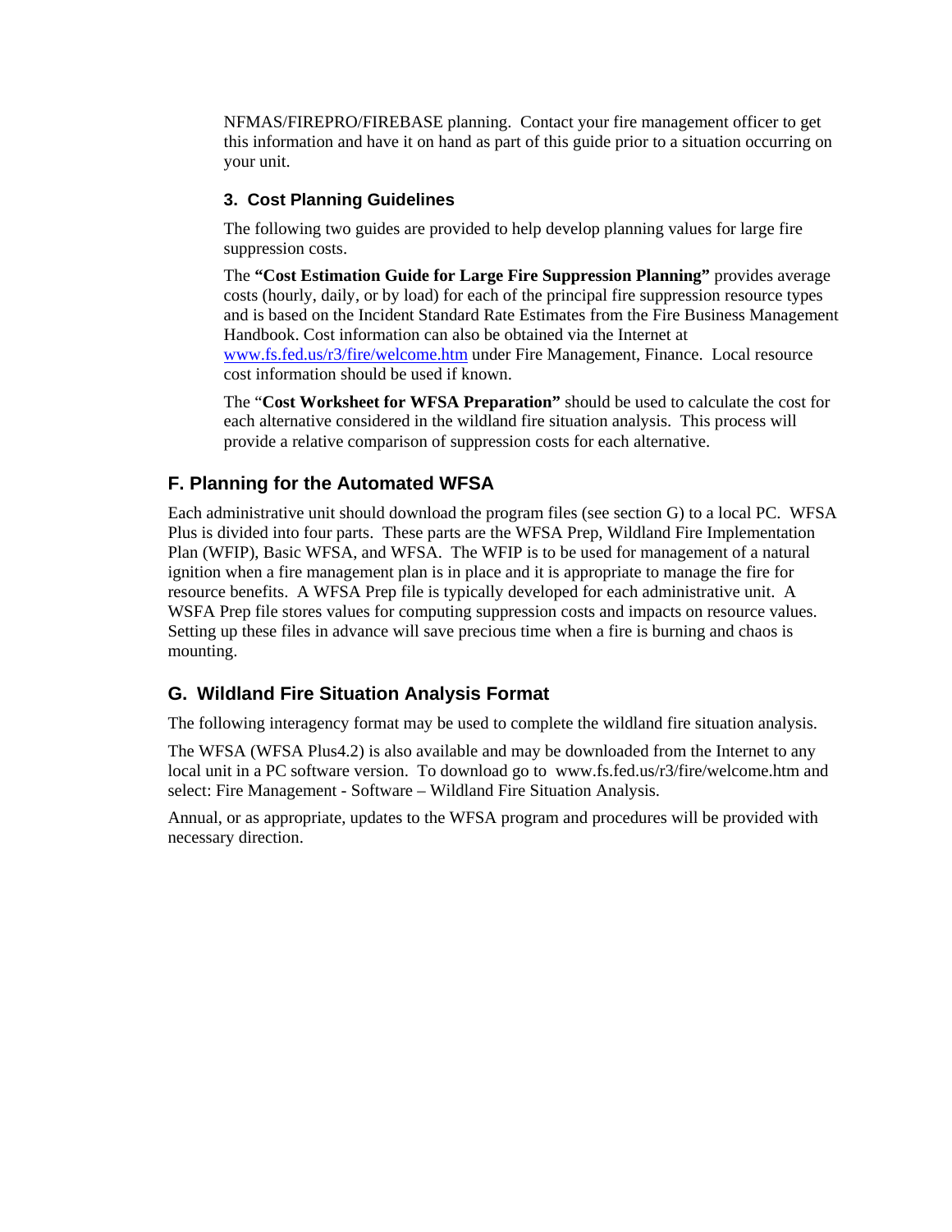NFMAS/FIREPRO/FIREBASE planning. Contact your fire management officer to get this information and have it on hand as part of this guide prior to a situation occurring on your unit.

### 3. Cost Planning Guidelines

The following two guides are provided to help develop planning values for large fire suppression costs.

The **"Cost Estimation Guide for Large Fire Suppression Planning"** provides average costs (hourly, daily, or by load) for each of the principal fire suppression resource types and is based on the Incident Standard Rate Estimates from the Fire Business Management Handbook. Cost information can also be obtained via the Internet at www.fs.fed.us/r3/fire/welcome.htm under Fire Management, Finance. Local resource cost information should be used if known.

The "**Cost Worksheet for WFSA Preparation"** should be used to calculate the cost for each alternative considered in the wildland fire situation analysis. This process will provide a relative comparison of suppression costs for each alternative.

## F. Planning for the Automated WFSA

Each administrative unit should download the program files (see section G) to a local PC. WFSA Plus is divided into four parts. These parts are the WFSA Prep, Wildland Fire Implementation Plan (WFIP), Basic WFSA, and WFSA. The WFIP is to be used for management of a natural ignition when a fire management plan is in place and it is appropriate to manage the fire for resource benefits. A WFSA Prep file is typically developed for each administrative unit. A WSFA Prep file stores values for computing suppression costs and impacts on resource values. Setting up these files in advance will save precious time when a fire is burning and chaos is mounting.

## G. Wildland Fire Situation Analysis Format

The following interagency format may be used to complete the wildland fire situation analysis.

The WFSA (WFSA Plus4.2) is also available and may be downloaded from the Internet to any local unit in a PC software version. To download go to www.fs.fed.us/r3/fire/welcome.htm and select: Fire Management - Software – Wildland Fire Situation Analysis.

Annual, or as appropriate, updates to the WFSA program and procedures will be provided with necessary direction.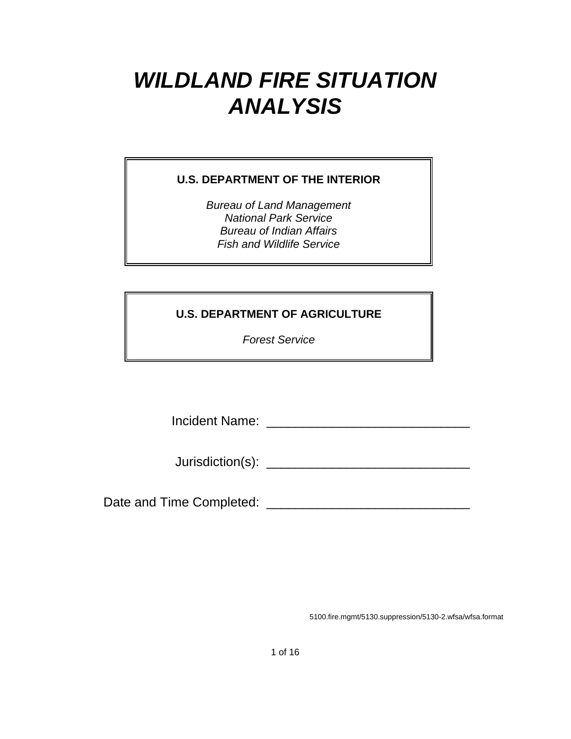# *WILDLAND FIRE SITUATION ANALYSIS*

**U.S. DEPARTMENT OF THE INTERIOR**

*Bureau of Land Management*
*National Park Service*
*Bureau of Indian Affairs*
*Fish and Wildlife Service*

**U.S. DEPARTMENT OF AGRICULTURE**

*Forest Service*

Incident Name: ____________________________

Jurisdiction(s): ____________________________

Date and Time Completed: ____________________________

5100.fire.mgmt/5130.suppression/5130-2.wfsa/wfsa.format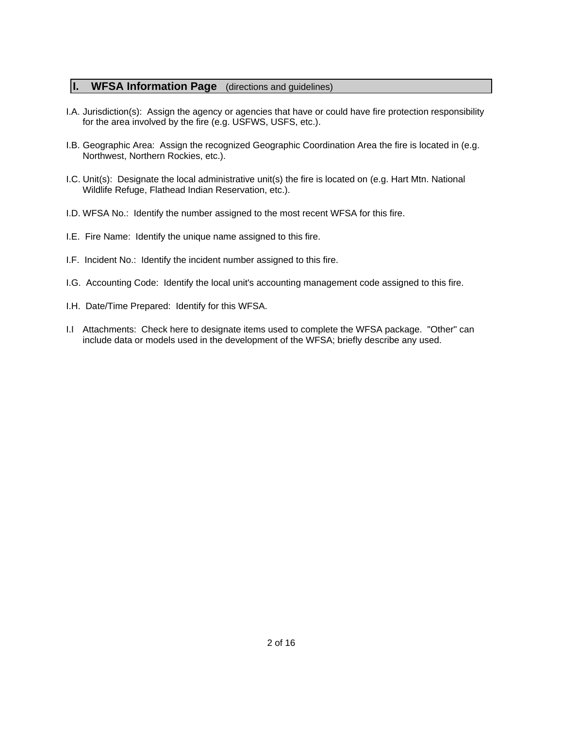## I. WFSA Information Page (directions and guidelines)

I.A. Jurisdiction(s): Assign the agency or agencies that have or could have fire protection responsibility for the area involved by the fire (e.g. USFWS, USFS, etc.).

I.B. Geographic Area: Assign the recognized Geographic Coordination Area the fire is located in (e.g. Northwest, Northern Rockies, etc.).

I.C. Unit(s): Designate the local administrative unit(s) the fire is located on (e.g. Hart Mtn. National Wildlife Refuge, Flathead Indian Reservation, etc.).

I.D. WFSA No.: Identify the number assigned to the most recent WFSA for this fire.

I.E. Fire Name: Identify the unique name assigned to this fire.

I.F. Incident No.: Identify the incident number assigned to this fire.

I.G. Accounting Code: Identify the local unit's accounting management code assigned to this fire.

I.H. Date/Time Prepared: Identify for this WFSA.

I.I Attachments: Check here to designate items used to complete the WFSA package. "Other" can include data or models used in the development of the WFSA; briefly describe any used.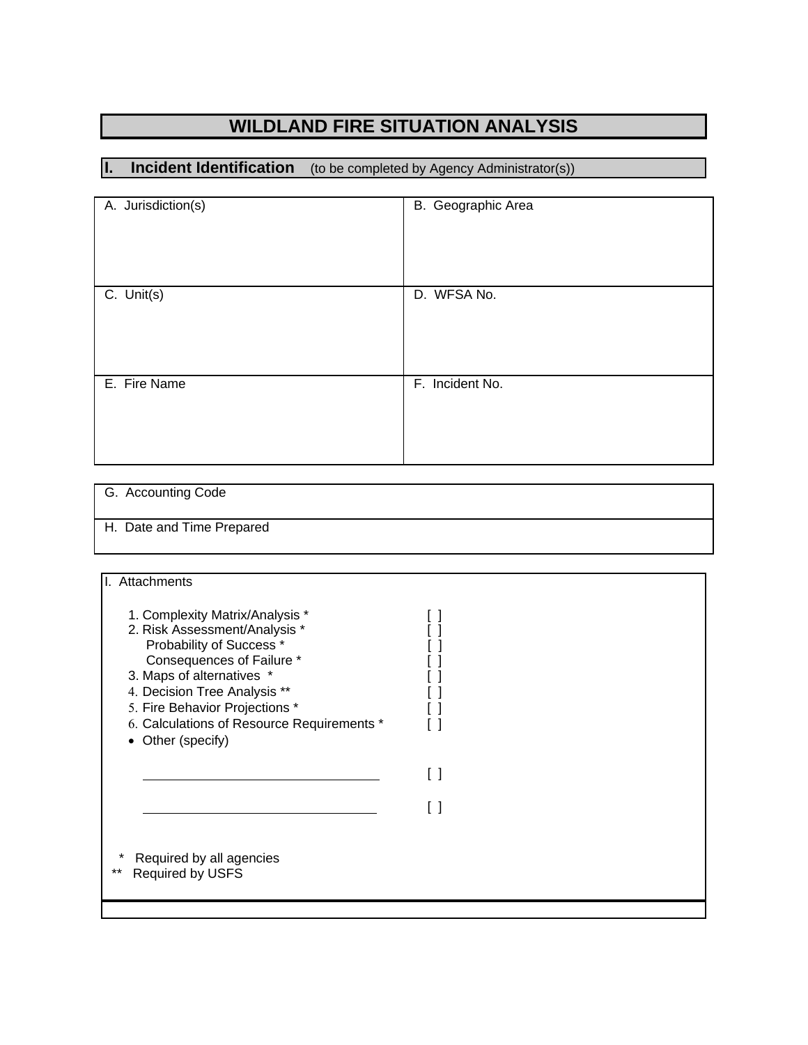# WILDLAND FIRE SITUATION ANALYSIS

## I. Incident Identification (to be completed by Agency Administrator(s))

| A. Jurisdiction(s) | B. Geographic Area |
|---|---|
| C. Unit(s) | D. WFSA No. |
| E. Fire Name | F. Incident No. |

| G. Accounting Code |
|---|
| H. Date and Time Prepared |

I. Attachments

1. Complexity Matrix/Analysis * [ ]
2. Risk Assessment/Analysis * [ ]
   Probability of Success * [ ]
   Consequences of Failure * [ ]
3. Maps of alternatives * [ ]
4. Decision Tree Analysis ** [ ]
5. Fire Behavior Projections * [ ]
6. Calculations of Resource Requirements * [ ]

- Other (specify)

   ______________________________ [ ]

   ______________________________ [ ]

\* Required by all agencies
\*\* Required by USFS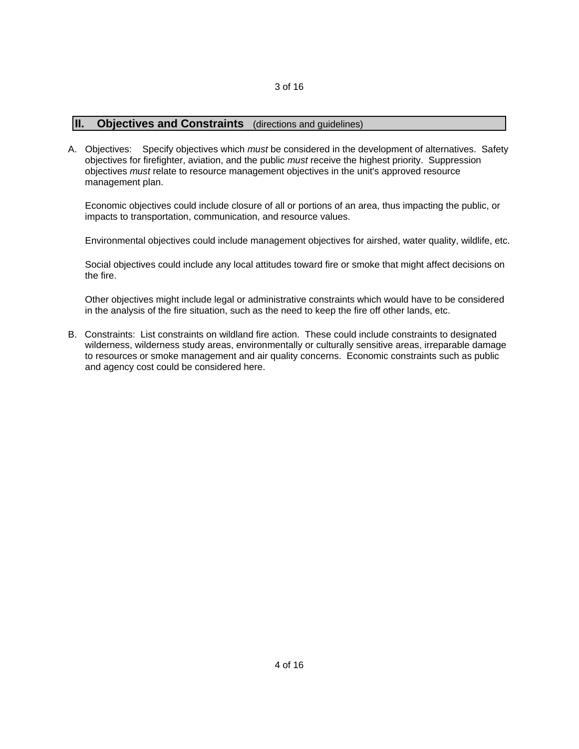## II. Objectives and Constraints (directions and guidelines)

A. Objectives: Specify objectives which *must* be considered in the development of alternatives. Safety objectives for firefighter, aviation, and the public *must* receive the highest priority. Suppression objectives *must* relate to resource management objectives in the unit's approved resource management plan.

   Economic objectives could include closure of all or portions of an area, thus impacting the public, or impacts to transportation, communication, and resource values.

   Environmental objectives could include management objectives for airshed, water quality, wildlife, etc.

   Social objectives could include any local attitudes toward fire or smoke that might affect decisions on the fire.

   Other objectives might include legal or administrative constraints which would have to be considered in the analysis of the fire situation, such as the need to keep the fire off other lands, etc.

B. Constraints: List constraints on wildland fire action. These could include constraints to designated wilderness, wilderness study areas, environmentally or culturally sensitive areas, irreparable damage to resources or smoke management and air quality concerns. Economic constraints such as public and agency cost could be considered here.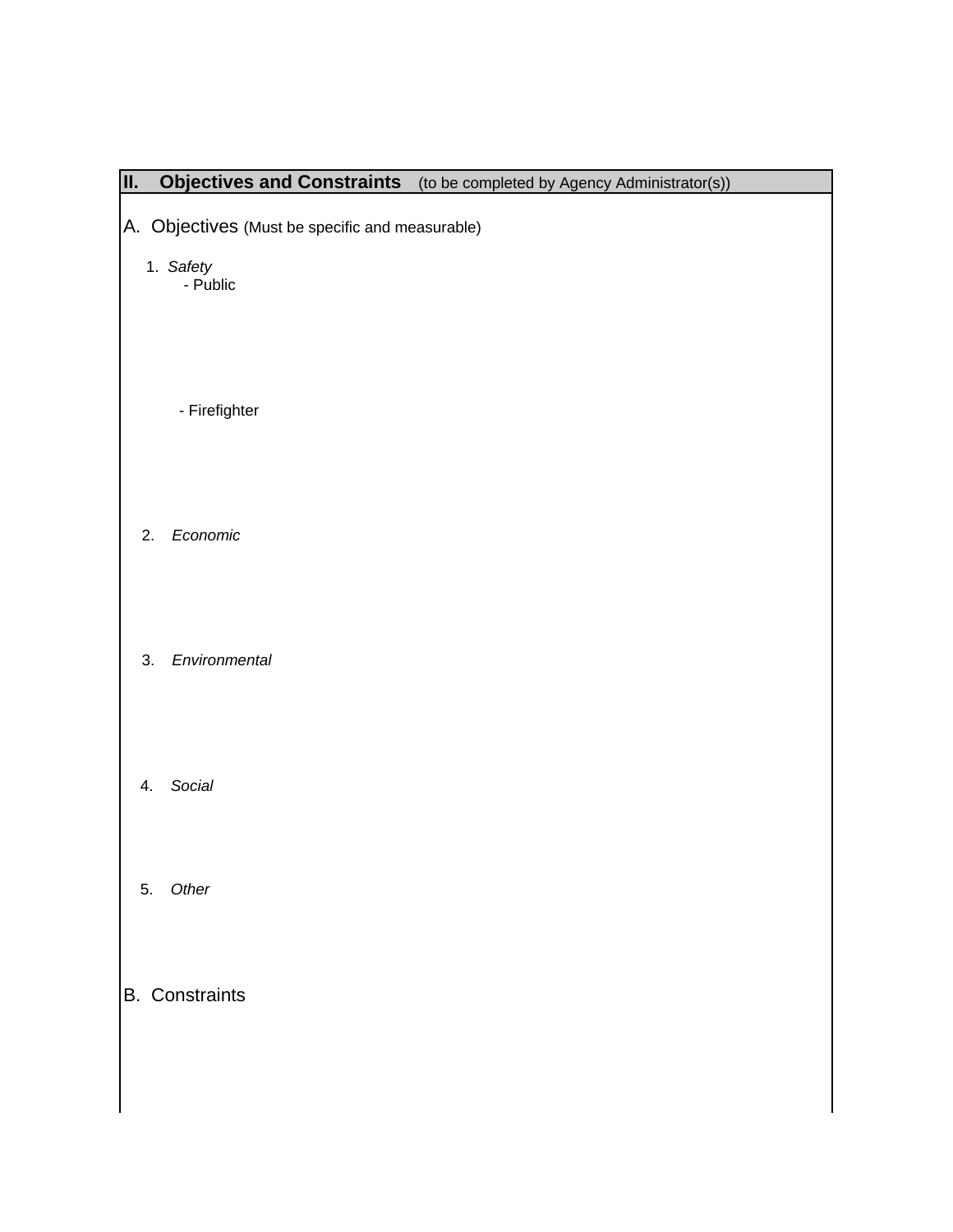## II. Objectives and Constraints (to be completed by Agency Administrator(s))

### A. Objectives (Must be specific and measurable)

1. *Safety*
   - Public

   - Firefighter

2. *Economic*

3. *Environmental*

4. *Social*

5. *Other*

### B. Constraints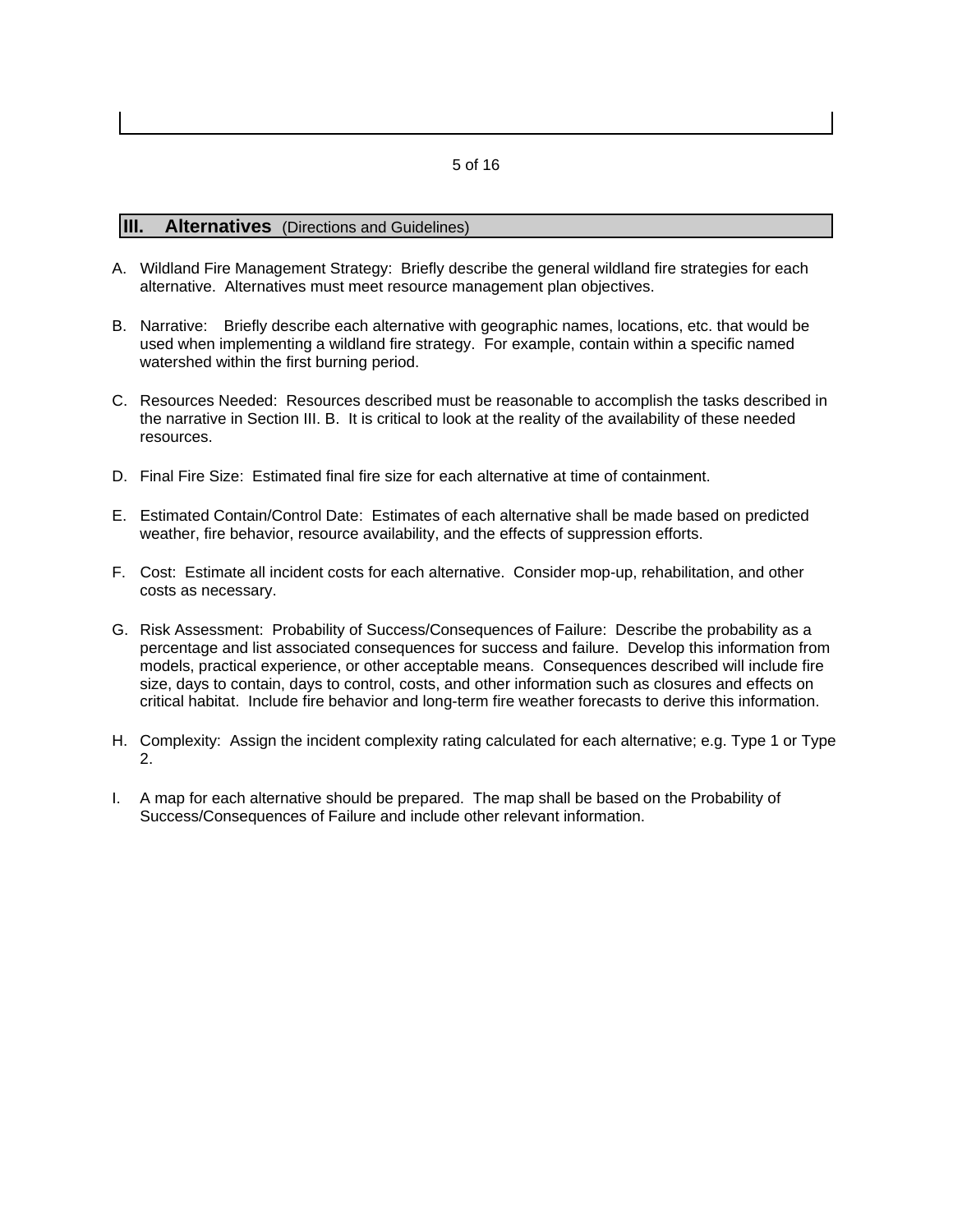## III. Alternatives (Directions and Guidelines)

A. Wildland Fire Management Strategy: Briefly describe the general wildland fire strategies for each alternative. Alternatives must meet resource management plan objectives.

B. Narrative: Briefly describe each alternative with geographic names, locations, etc. that would be used when implementing a wildland fire strategy. For example, contain within a specific named watershed within the first burning period.

C. Resources Needed: Resources described must be reasonable to accomplish the tasks described in the narrative in Section III. B. It is critical to look at the reality of the availability of these needed resources.

D. Final Fire Size: Estimated final fire size for each alternative at time of containment.

E. Estimated Contain/Control Date: Estimates of each alternative shall be made based on predicted weather, fire behavior, resource availability, and the effects of suppression efforts.

F. Cost: Estimate all incident costs for each alternative. Consider mop-up, rehabilitation, and other costs as necessary.

G. Risk Assessment: Probability of Success/Consequences of Failure: Describe the probability as a percentage and list associated consequences for success and failure. Develop this information from models, practical experience, or other acceptable means. Consequences described will include fire size, days to contain, days to control, costs, and other information such as closures and effects on critical habitat. Include fire behavior and long-term fire weather forecasts to derive this information.

H. Complexity: Assign the incident complexity rating calculated for each alternative; e.g. Type 1 or Type 2.

I. A map for each alternative should be prepared. The map shall be based on the Probability of Success/Consequences of Failure and include other relevant information.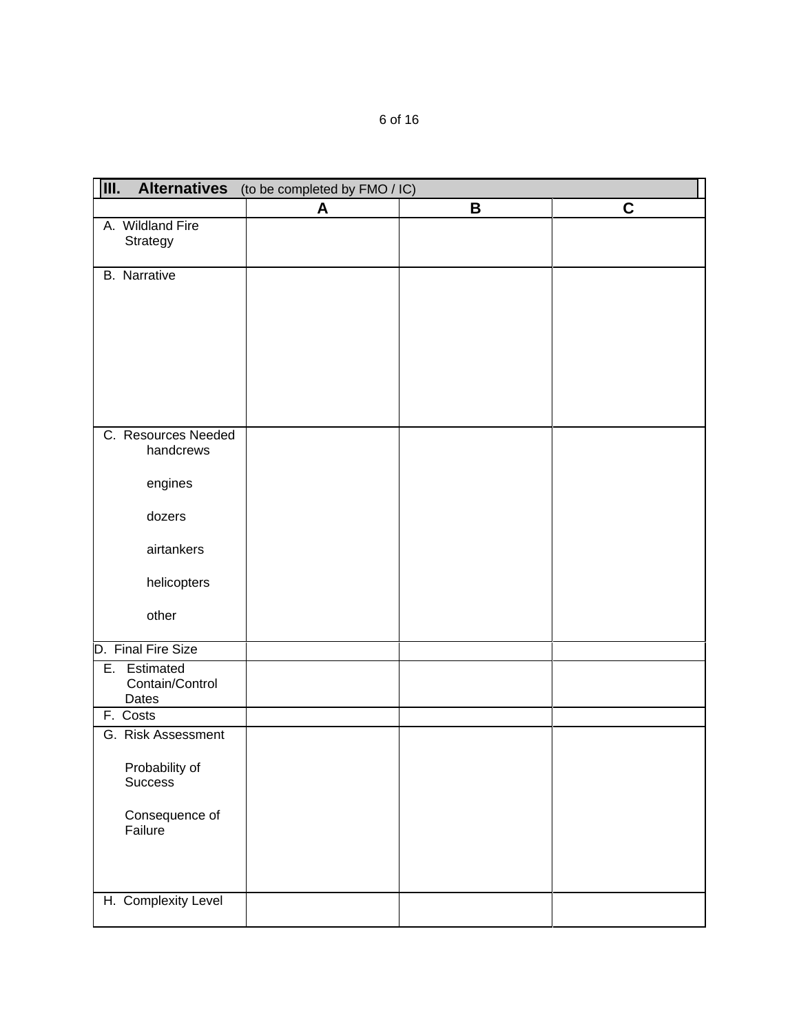## III. Alternatives (to be completed by FMO / IC)

| | A | B | C |
|---|---|---|---|
| A. Wildland Fire Strategy | | | |
| B. Narrative | | | |
| C. Resources Needed<br>handcrews<br><br>engines<br><br>dozers<br><br>airtankers<br><br>helicopters<br><br>other | | | |
| D. Final Fire Size | | | |
| E. Estimated Contain/Control Dates | | | |
| F. Costs | | | |
| G. Risk Assessment<br><br>Probability of Success<br><br>Consequence of Failure | | | |
| H. Complexity Level | | | |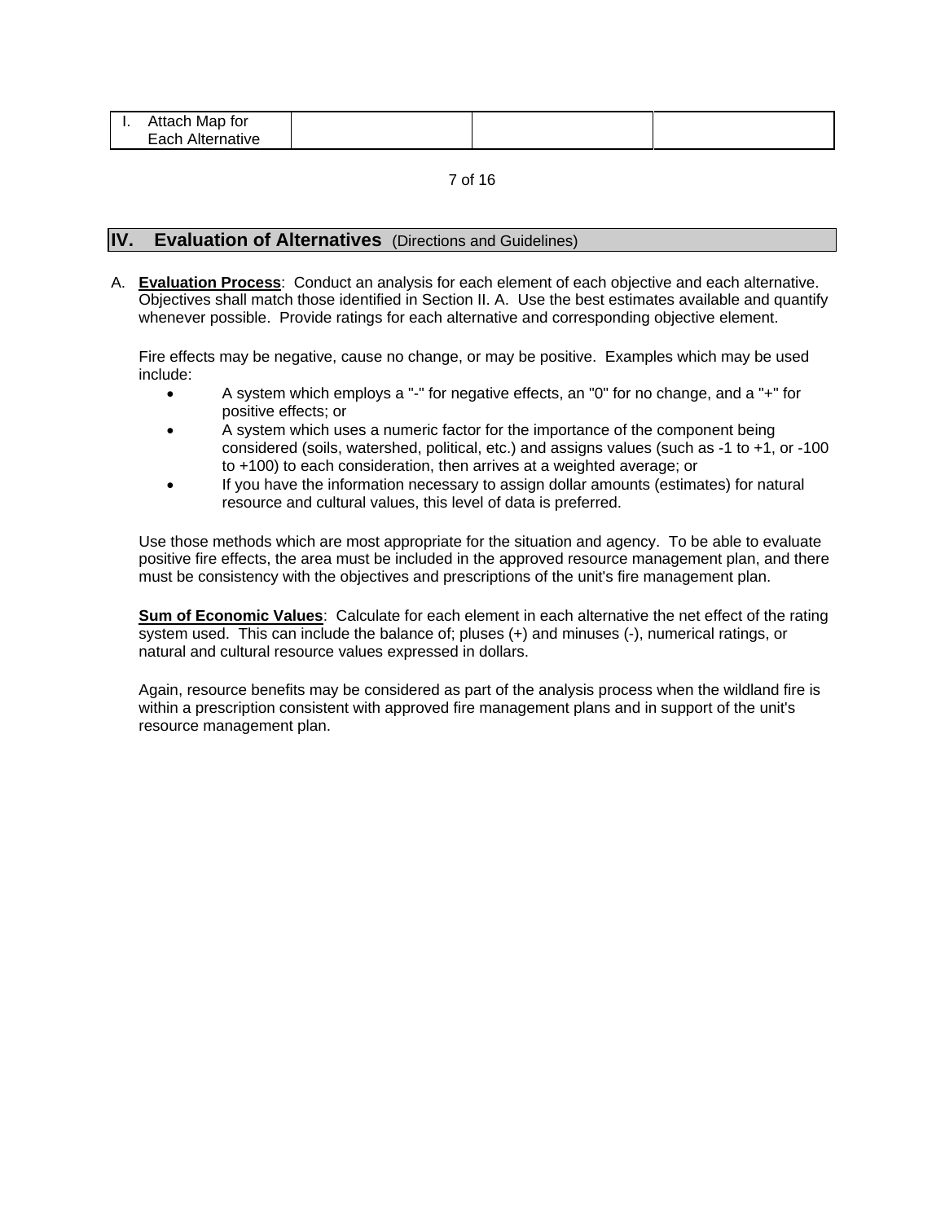| I. Attach Map for Each Alternative | | | |
|---|---|---|---|

## IV. Evaluation of Alternatives (Directions and Guidelines)

A. **Evaluation Process**: Conduct an analysis for each element of each objective and each alternative. Objectives shall match those identified in Section II. A. Use the best estimates available and quantify whenever possible. Provide ratings for each alternative and corresponding objective element.

Fire effects may be negative, cause no change, or may be positive. Examples which may be used include:

- A system which employs a "-" for negative effects, an "0" for no change, and a "+" for positive effects; or
- A system which uses a numeric factor for the importance of the component being considered (soils, watershed, political, etc.) and assigns values (such as -1 to +1, or -100 to +100) to each consideration, then arrives at a weighted average; or
- If you have the information necessary to assign dollar amounts (estimates) for natural resource and cultural values, this level of data is preferred.

Use those methods which are most appropriate for the situation and agency. To be able to evaluate positive fire effects, the area must be included in the approved resource management plan, and there must be consistency with the objectives and prescriptions of the unit's fire management plan.

**Sum of Economic Values**: Calculate for each element in each alternative the net effect of the rating system used. This can include the balance of; pluses (+) and minuses (-), numerical ratings, or natural and cultural resource values expressed in dollars.

Again, resource benefits may be considered as part of the analysis process when the wildland fire is within a prescription consistent with approved fire management plans and in support of the unit's resource management plan.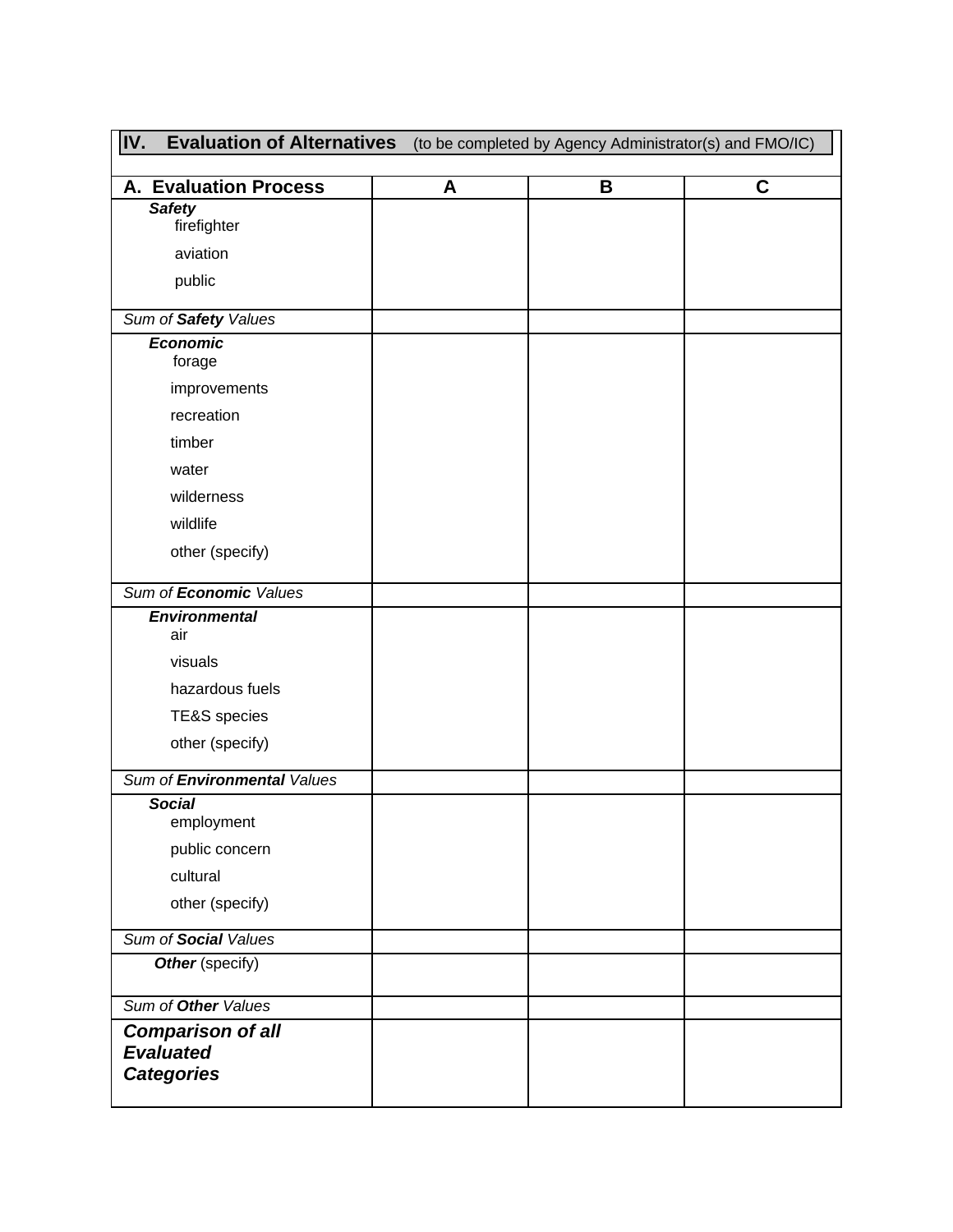## IV. Evaluation of Alternatives (to be completed by Agency Administrator(s) and FMO/IC)

| A. Evaluation Process | A | B | C |
|---|---|---|---|
| ***Safety*** | | | |
| firefighter | | | |
| aviation | | | |
| public | | | |
| *Sum of **Safety** Values* | | | |
| ***Economic*** | | | |
| forage | | | |
| improvements | | | |
| recreation | | | |
| timber | | | |
| water | | | |
| wilderness | | | |
| wildlife | | | |
| other (specify) | | | |
| *Sum of **Economic** Values* | | | |
| ***Environmental*** | | | |
| air | | | |
| visuals | | | |
| hazardous fuels | | | |
| TE&S species | | | |
| other (specify) | | | |
| *Sum of **Environmental** Values* | | | |
| ***Social*** | | | |
| employment | | | |
| public concern | | | |
| cultural | | | |
| other (specify) | | | |
| *Sum of **Social** Values* | | | |
| ***Other*** (specify) | | | |
| *Sum of **Other** Values* | | | |
| ***Comparison of all Evaluated Categories*** | | | |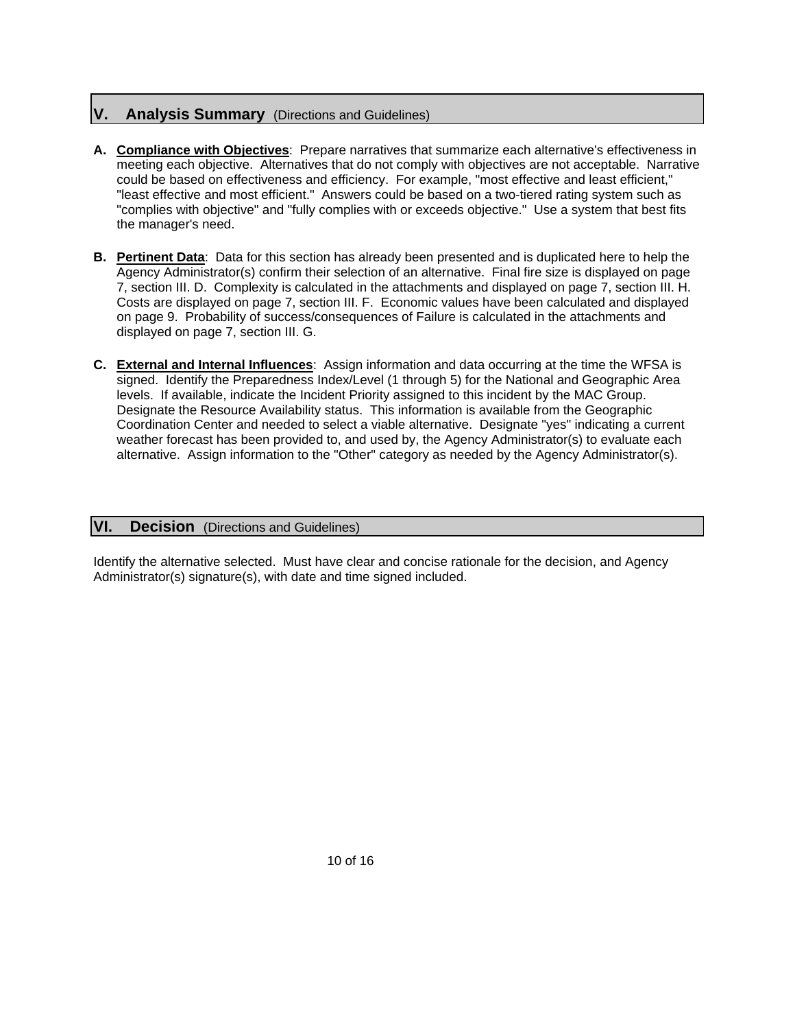## V. Analysis Summary (Directions and Guidelines)

**A. Compliance with Objectives**: Prepare narratives that summarize each alternative's effectiveness in meeting each objective. Alternatives that do not comply with objectives are not acceptable. Narrative could be based on effectiveness and efficiency. For example, "most effective and least efficient," "least effective and most efficient." Answers could be based on a two-tiered rating system such as "complies with objective" and "fully complies with or exceeds objective." Use a system that best fits the manager's need.

**B. Pertinent Data**: Data for this section has already been presented and is duplicated here to help the Agency Administrator(s) confirm their selection of an alternative. Final fire size is displayed on page 7, section III. D. Complexity is calculated in the attachments and displayed on page 7, section III. H. Costs are displayed on page 7, section III. F. Economic values have been calculated and displayed on page 9. Probability of success/consequences of Failure is calculated in the attachments and displayed on page 7, section III. G.

**C. External and Internal Influences**: Assign information and data occurring at the time the WFSA is signed. Identify the Preparedness Index/Level (1 through 5) for the National and Geographic Area levels. If available, indicate the Incident Priority assigned to this incident by the MAC Group. Designate the Resource Availability status. This information is available from the Geographic Coordination Center and needed to select a viable alternative. Designate "yes" indicating a current weather forecast has been provided to, and used by, the Agency Administrator(s) to evaluate each alternative. Assign information to the "Other" category as needed by the Agency Administrator(s).

## VI. Decision (Directions and Guidelines)

Identify the alternative selected. Must have clear and concise rationale for the decision, and Agency Administrator(s) signature(s), with date and time signed included.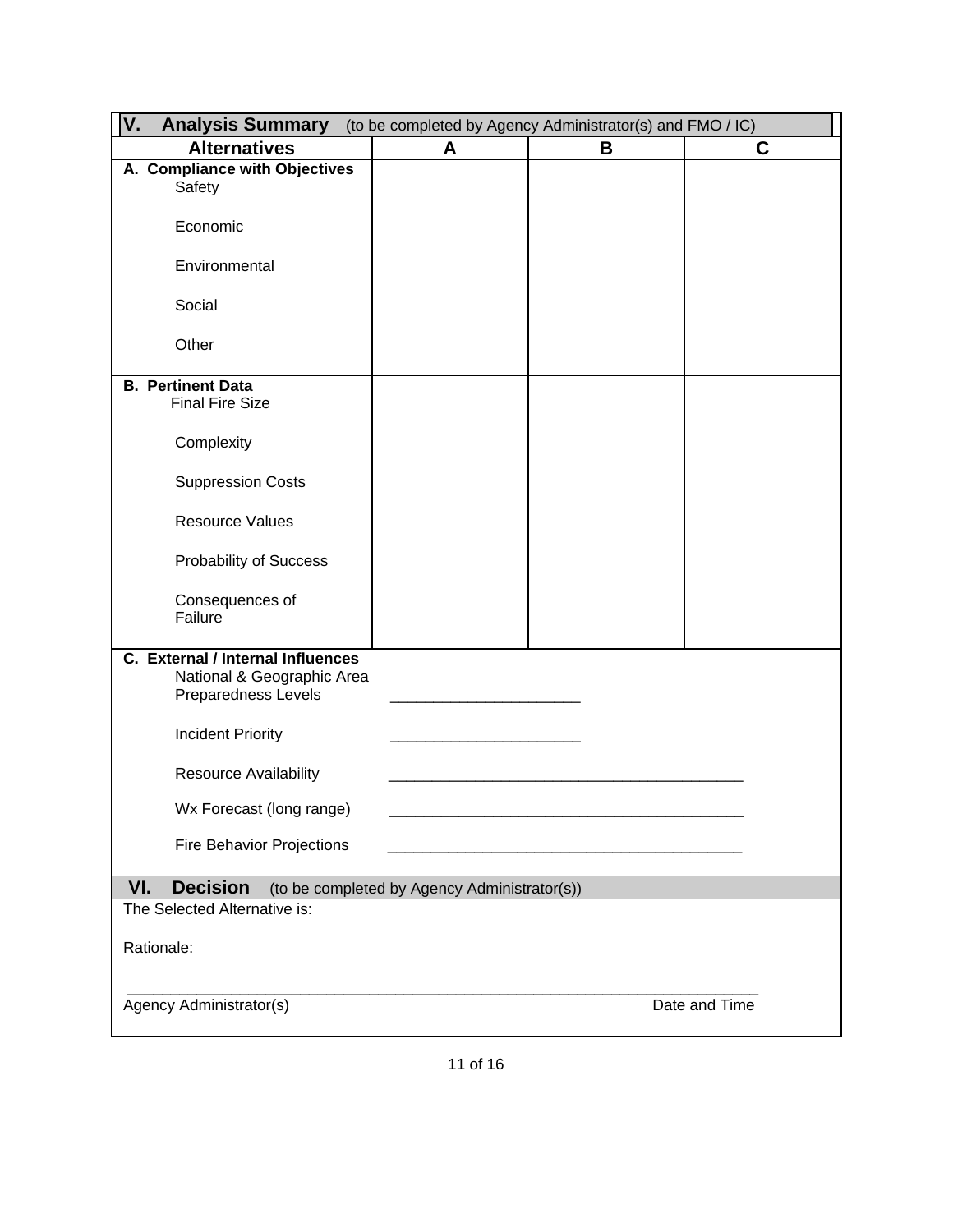## V. Analysis Summary (to be completed by Agency Administrator(s) and FMO / IC)

| Alternatives | A | B | C |
|---|---|---|---|
| **A. Compliance with Objectives** | | | |
| Safety | | | |
| Economic | | | |
| Environmental | | | |
| Social | | | |
| Other | | | |
| **B. Pertinent Data** | | | |
| Final Fire Size | | | |
| Complexity | | | |
| Suppression Costs | | | |
| Resource Values | | | |
| Probability of Success | | | |
| Consequences of Failure | | | |

**C. External / Internal Influences**

National & Geographic Area Preparedness Levels ______________________

Incident Priority ______________________

Resource Availability ___________________________________________

Wx Forecast (long range) ___________________________________________

Fire Behavior Projections ___________________________________________

## VI. Decision (to be completed by Agency Administrator(s))

The Selected Alternative is:

Rationale:

_____________________________________________________________________________

Agency Administrator(s) Date and Time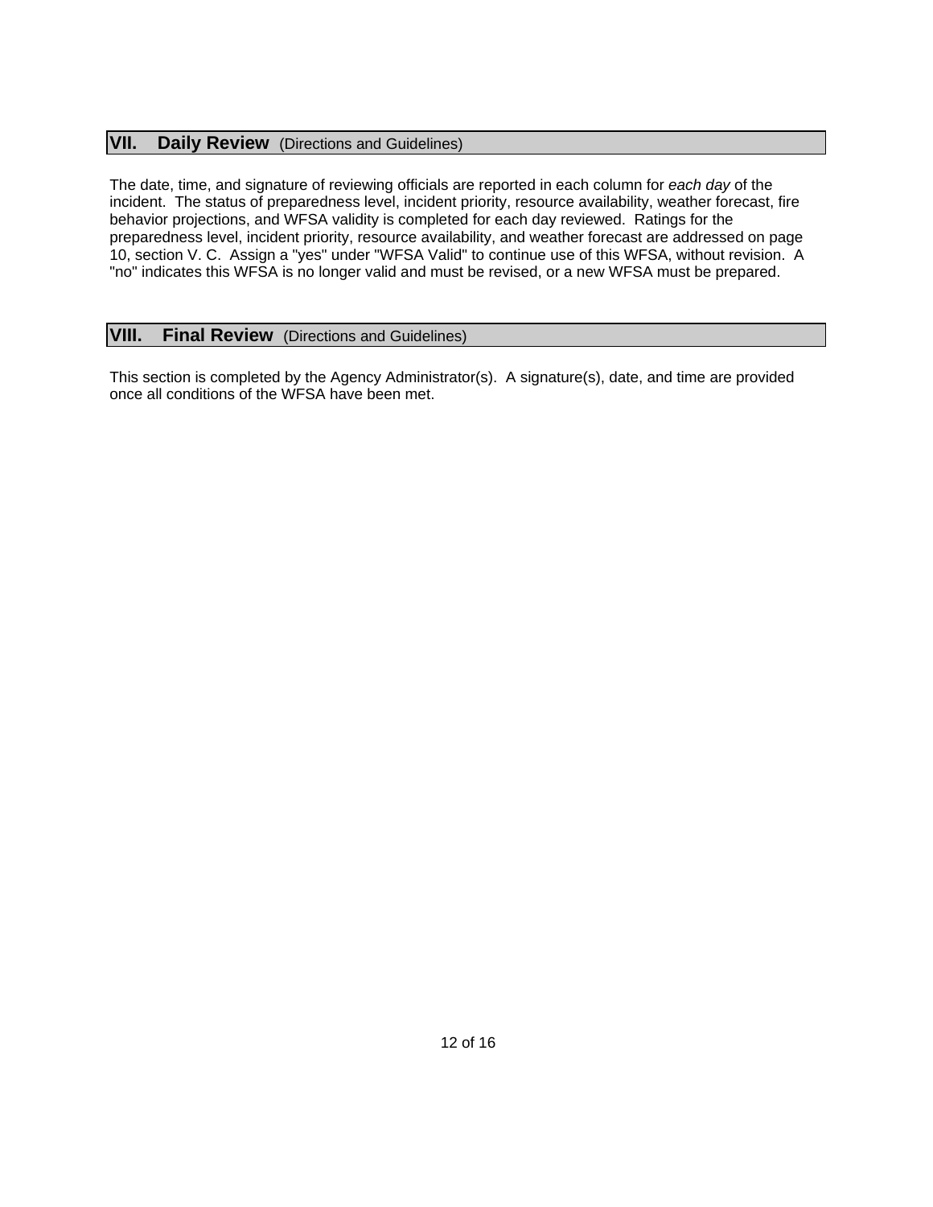## VII. Daily Review (Directions and Guidelines)

The date, time, and signature of reviewing officials are reported in each column for *each day* of the incident. The status of preparedness level, incident priority, resource availability, weather forecast, fire behavior projections, and WFSA validity is completed for each day reviewed. Ratings for the preparedness level, incident priority, resource availability, and weather forecast are addressed on page 10, section V. C. Assign a "yes" under "WFSA Valid" to continue use of this WFSA, without revision. A "no" indicates this WFSA is no longer valid and must be revised, or a new WFSA must be prepared.

## VIII. Final Review (Directions and Guidelines)

This section is completed by the Agency Administrator(s). A signature(s), date, and time are provided once all conditions of the WFSA have been met.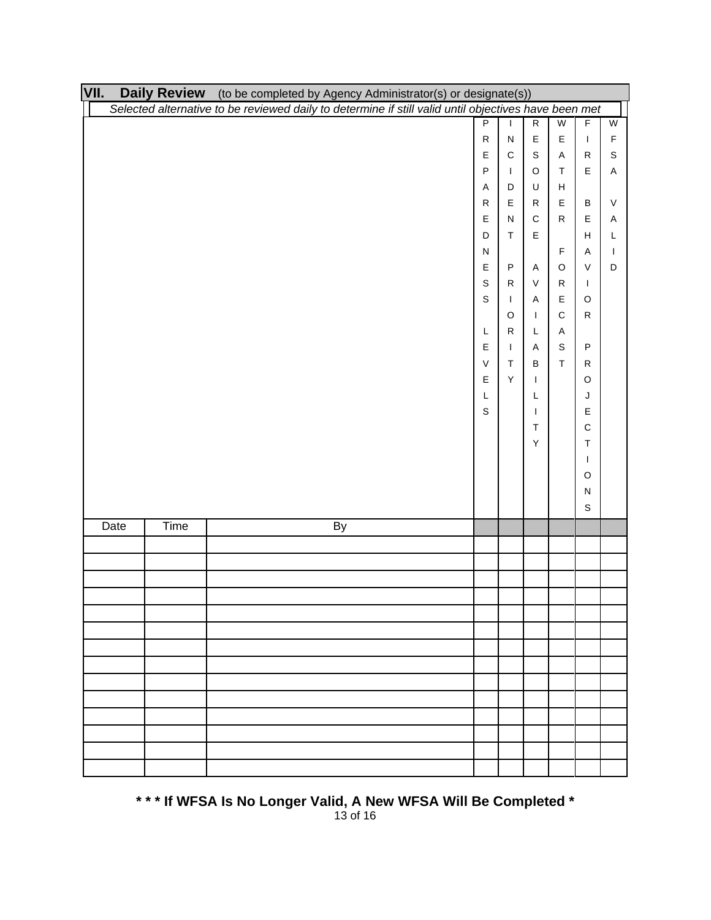## VII. Daily Review (to be completed by Agency Administrator(s) or designate(s))

*Selected alternative to be reviewed daily to determine if still valid until objectives have been met*

| Date | Time | By | PREPAREDNESS LEVELS | INCIDENT PRIORITY | RESOURCE AVAILABILITY | WEATHER FORECAST | FIRE BEHAVIOR PROJECTIONS | WFSA VALID |
|---|---|---|---|---|---|---|---|---|
| | | | | | | | | |
| | | | | | | | | |
| | | | | | | | | |
| | | | | | | | | |
| | | | | | | | | |
| | | | | | | | | |
| | | | | | | | | |
| | | | | | | | | |
| | | | | | | | | |
| | | | | | | | | |
| | | | | | | | | |
| | | | | | | | | |
| | | | | | | | | |
| | | | | | | | | |

**\* \* \* If WFSA Is No Longer Valid, A New WFSA Will Be Completed \***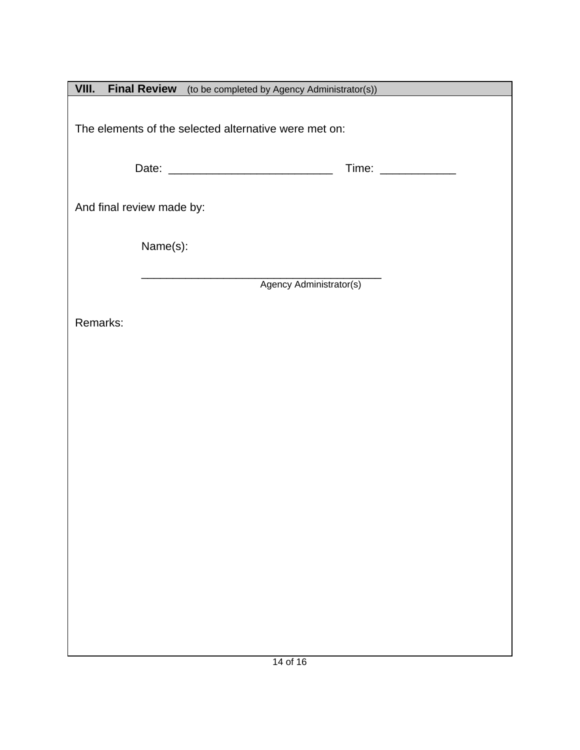## VIII. Final Review (to be completed by Agency Administrator(s))

The elements of the selected alternative were met on:

Date: _________________________ Time: ___________

And final review made by:

Name(s):

_____________________________________
Agency Administrator(s)

Remarks: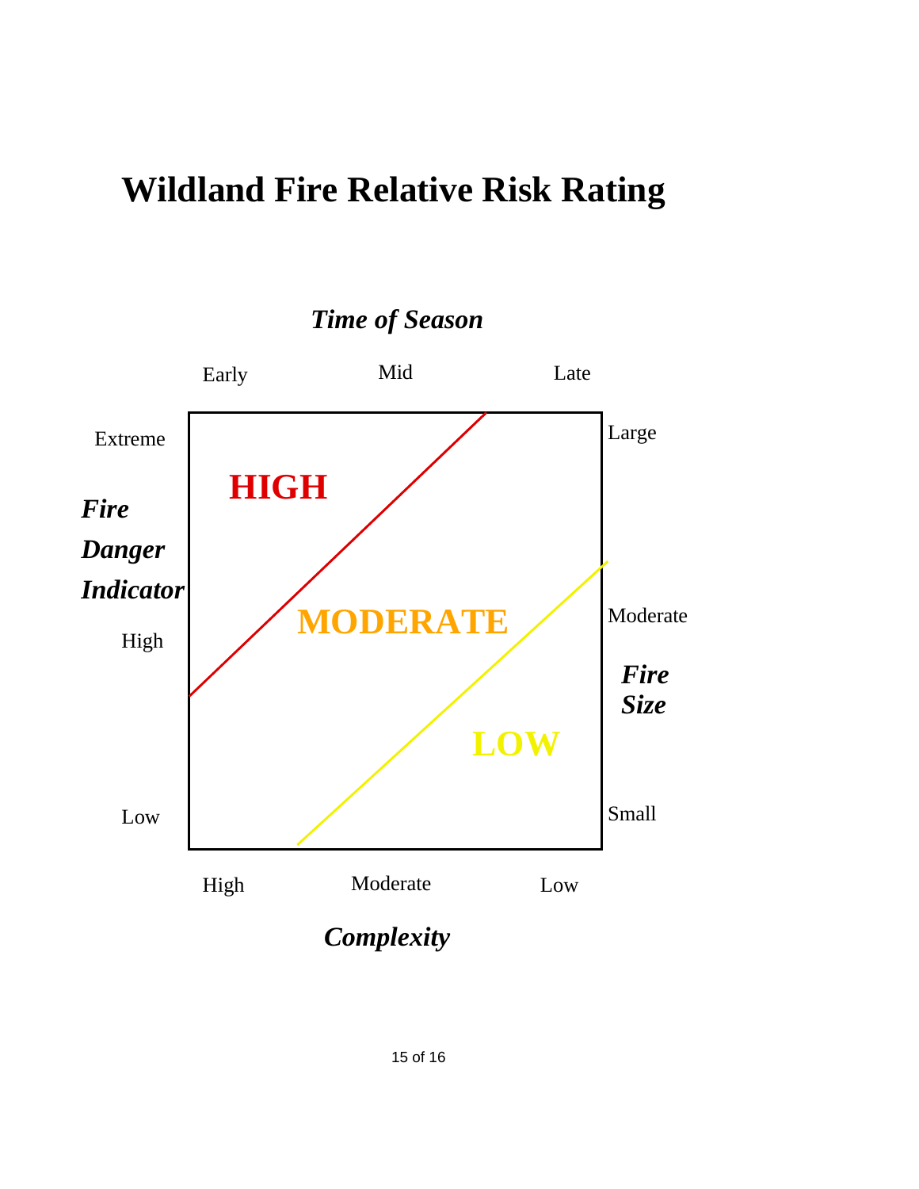# Wildland Fire Relative Risk Rating

***Time of Season***

Early — Mid — Late

***Fire Danger Indicator***: Extreme, High, Low

***Fire Size***: Large, Moderate, Small

***Complexity***: High, Moderate, Low

**HIGH**

**MODERATE**

**LOW**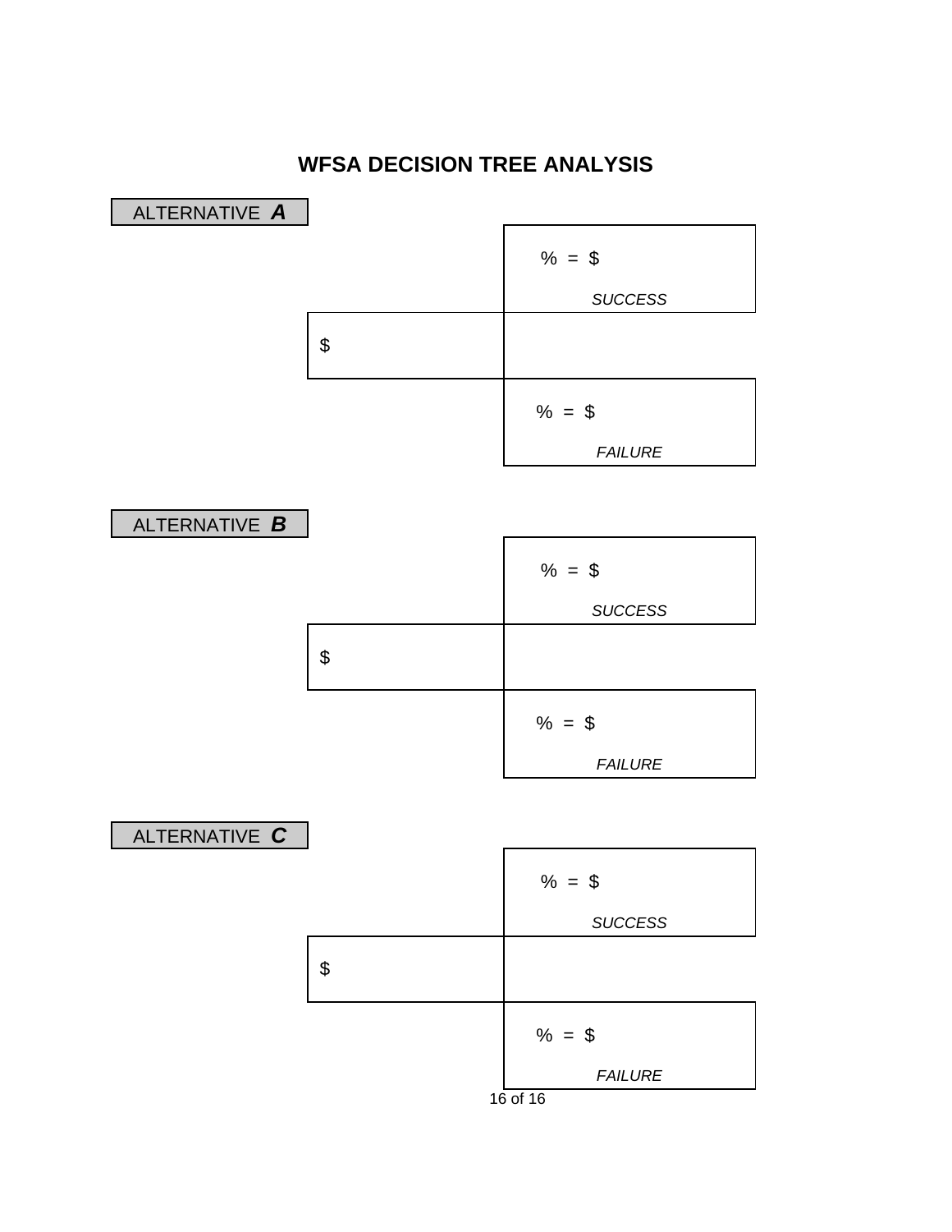# WFSA DECISION TREE ANALYSIS

**ALTERNATIVE *A***

$

% = $

*SUCCESS*

% = $

*FAILURE*

**ALTERNATIVE *B***

$

% = $

*SUCCESS*

% = $

*FAILURE*

**ALTERNATIVE *C***

$

% = $

*SUCCESS*

% = $

*FAILURE*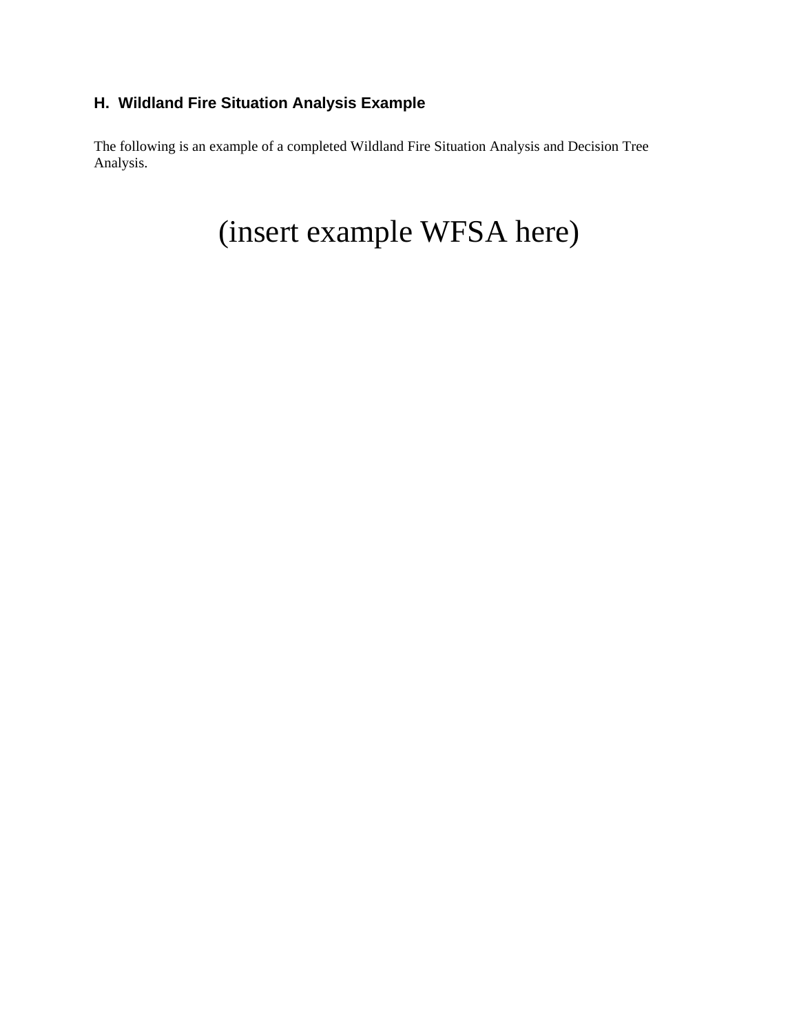### H. Wildland Fire Situation Analysis Example

The following is an example of a completed Wildland Fire Situation Analysis and Decision Tree Analysis.

(insert example WFSA here)